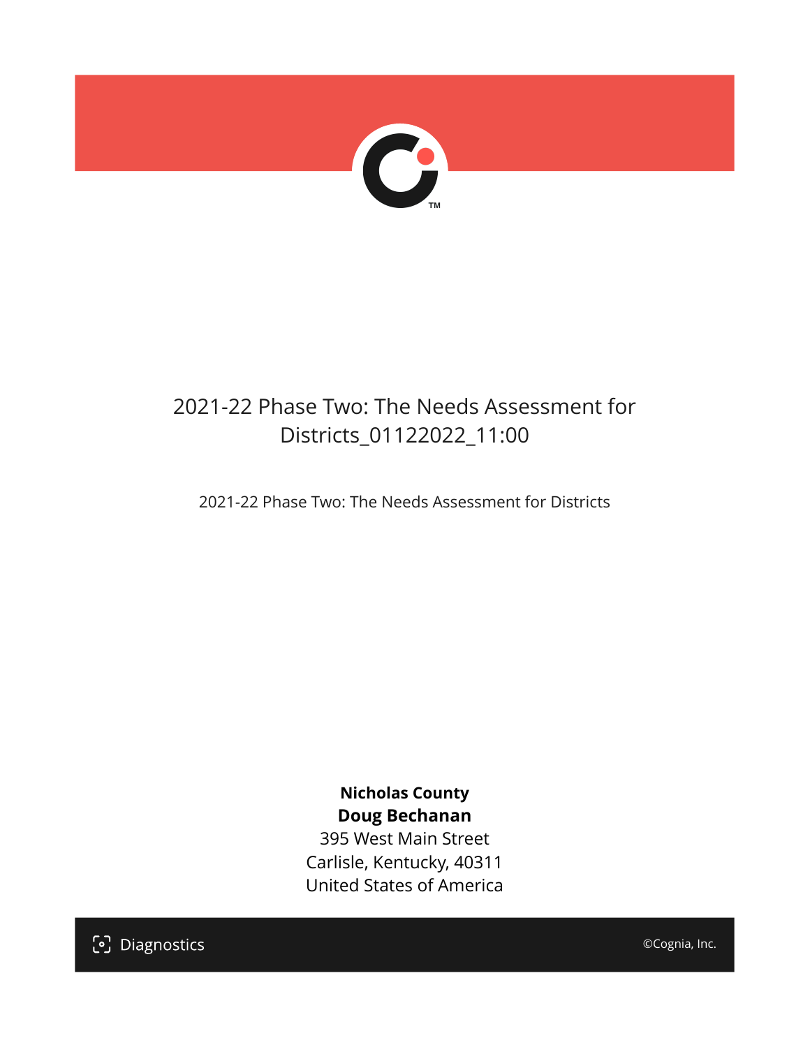# 2021-22 Phase Two: The Needs Assessment for Districts_01122022_11:00

2021-22 Phase Two: The Needs Assessment for Districts

**Nicholas County**
**Doug Bechanan**
395 West Main Street
Carlisle, Kentucky, 40311
United States of America

Diagnostics

©Cognia, Inc.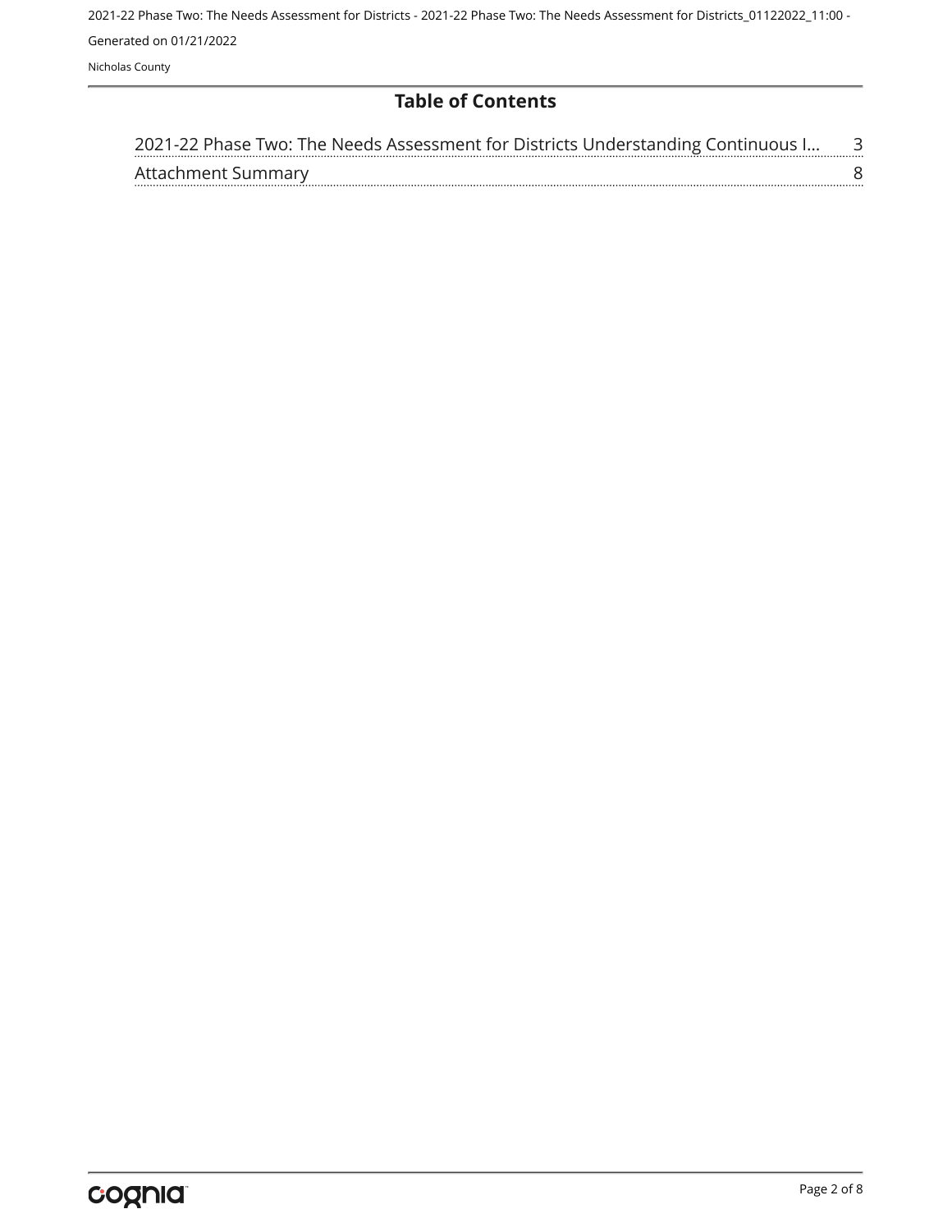# Table of Contents

| | |
|---|---|
| 2021-22 Phase Two: The Needs Assessment for Districts Understanding Continuous I... | 3 |
| Attachment Summary | 8 |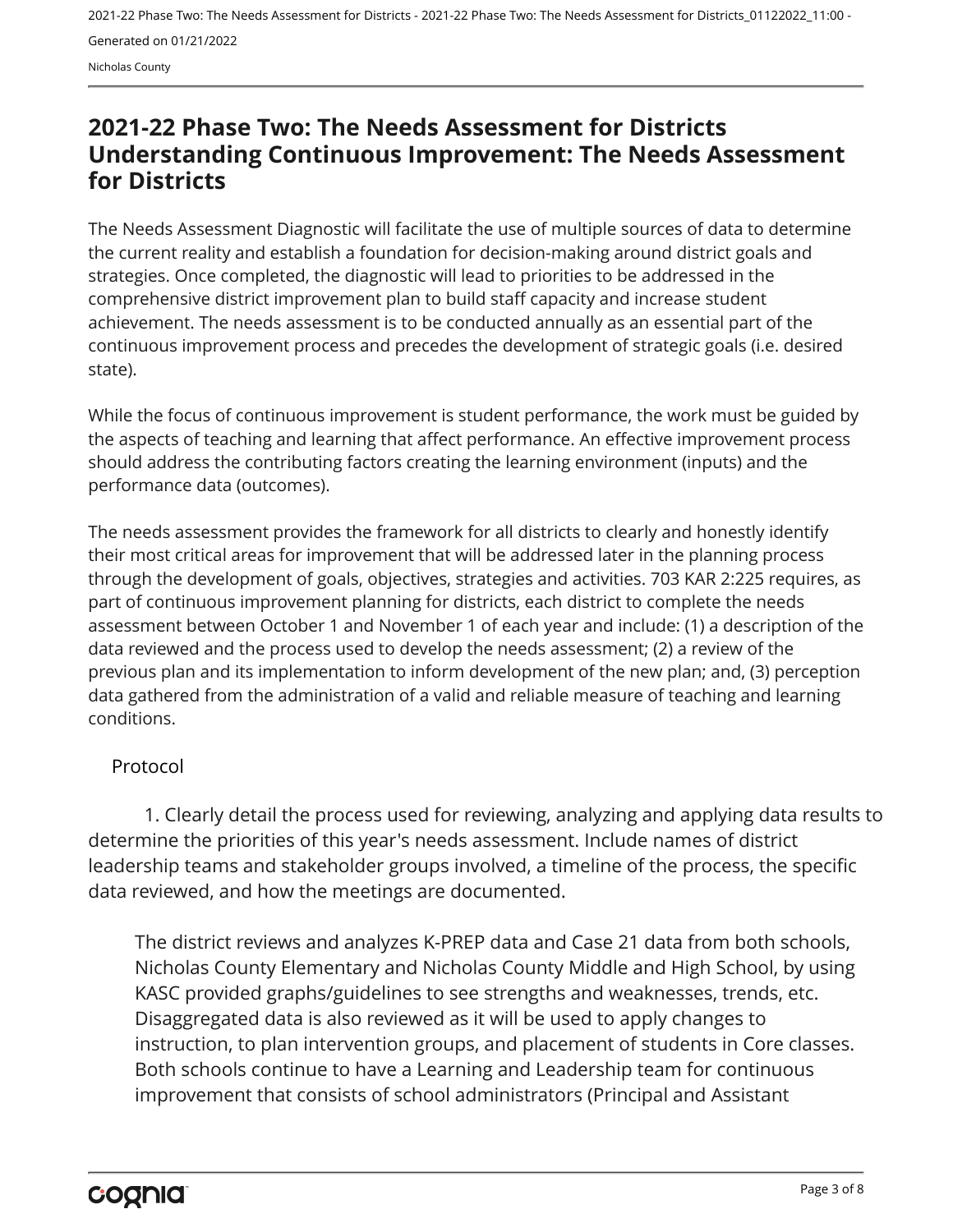# 2021-22 Phase Two: The Needs Assessment for Districts Understanding Continuous Improvement: The Needs Assessment for Districts

The Needs Assessment Diagnostic will facilitate the use of multiple sources of data to determine the current reality and establish a foundation for decision-making around district goals and strategies. Once completed, the diagnostic will lead to priorities to be addressed in the comprehensive district improvement plan to build staff capacity and increase student achievement. The needs assessment is to be conducted annually as an essential part of the continuous improvement process and precedes the development of strategic goals (i.e. desired state).

While the focus of continuous improvement is student performance, the work must be guided by the aspects of teaching and learning that affect performance. An effective improvement process should address the contributing factors creating the learning environment (inputs) and the performance data (outcomes).

The needs assessment provides the framework for all districts to clearly and honestly identify their most critical areas for improvement that will be addressed later in the planning process through the development of goals, objectives, strategies and activities. 703 KAR 2:225 requires, as part of continuous improvement planning for districts, each district to complete the needs assessment between October 1 and November 1 of each year and include: (1) a description of the data reviewed and the process used to develop the needs assessment; (2) a review of the previous plan and its implementation to inform development of the new plan; and, (3) perception data gathered from the administration of a valid and reliable measure of teaching and learning conditions.

## Protocol

1. Clearly detail the process used for reviewing, analyzing and applying data results to determine the priorities of this year's needs assessment. Include names of district leadership teams and stakeholder groups involved, a timeline of the process, the specific data reviewed, and how the meetings are documented.

The district reviews and analyzes K-PREP data and Case 21 data from both schools, Nicholas County Elementary and Nicholas County Middle and High School, by using KASC provided graphs/guidelines to see strengths and weaknesses, trends, etc. Disaggregated data is also reviewed as it will be used to apply changes to instruction, to plan intervention groups, and placement of students in Core classes. Both schools continue to have a Learning and Leadership team for continuous improvement that consists of school administrators (Principal and Assistant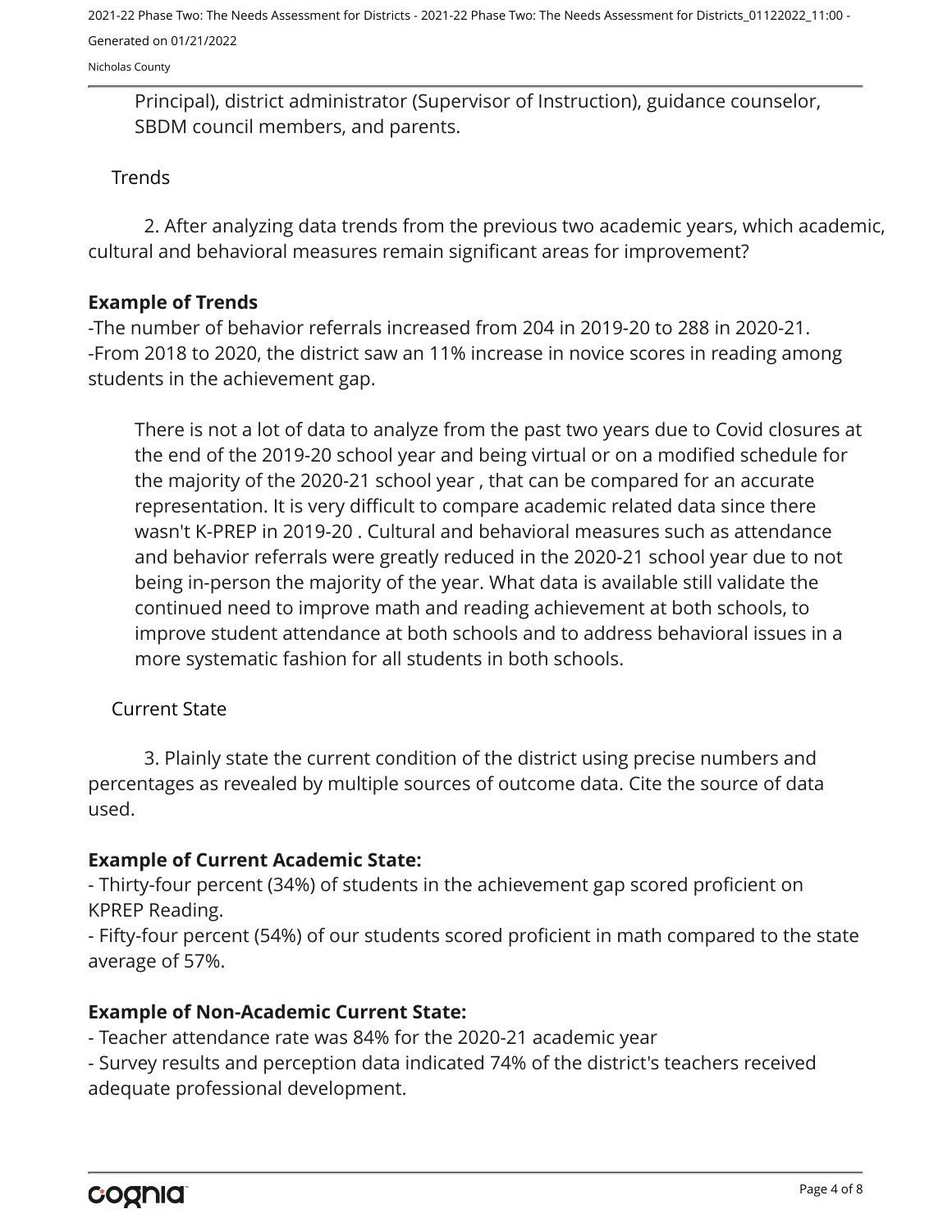Principal), district administrator (Supervisor of Instruction), guidance counselor, SBDM council members, and parents.

Trends

2. After analyzing data trends from the previous two academic years, which academic, cultural and behavioral measures remain significant areas for improvement?

**Example of Trends**

-The number of behavior referrals increased from 204 in 2019-20 to 288 in 2020-21.
-From 2018 to 2020, the district saw an 11% increase in novice scores in reading among students in the achievement gap.

There is not a lot of data to analyze from the past two years due to Covid closures at the end of the 2019-20 school year and being virtual or on a modified schedule for the majority of the 2020-21 school year , that can be compared for an accurate representation. It is very difficult to compare academic related data since there wasn't K-PREP in 2019-20 . Cultural and behavioral measures such as attendance and behavior referrals were greatly reduced in the 2020-21 school year due to not being in-person the majority of the year. What data is available still validate the continued need to improve math and reading achievement at both schools, to improve student attendance at both schools and to address behavioral issues in a more systematic fashion for all students in both schools.

Current State

3. Plainly state the current condition of the district using precise numbers and percentages as revealed by multiple sources of outcome data. Cite the source of data used.

**Example of Current Academic State:**

- Thirty-four percent (34%) of students in the achievement gap scored proficient on KPREP Reading.
- Fifty-four percent (54%) of our students scored proficient in math compared to the state average of 57%.

**Example of Non-Academic Current State:**

- Teacher attendance rate was 84% for the 2020-21 academic year
- Survey results and perception data indicated 74% of the district's teachers received adequate professional development.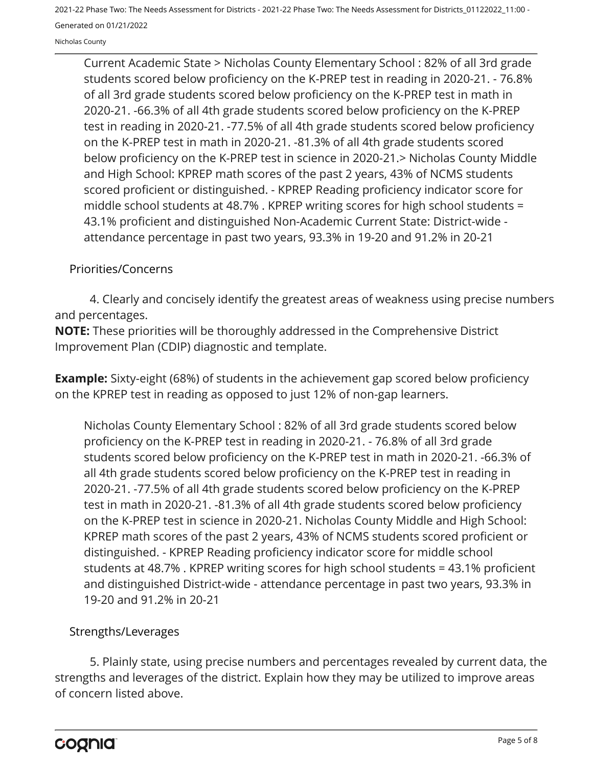Current Academic State > Nicholas County Elementary School : 82% of all 3rd grade students scored below proficiency on the K-PREP test in reading in 2020-21. - 76.8% of all 3rd grade students scored below proficiency on the K-PREP test in math in 2020-21. -66.3% of all 4th grade students scored below proficiency on the K-PREP test in reading in 2020-21. -77.5% of all 4th grade students scored below proficiency on the K-PREP test in math in 2020-21. -81.3% of all 4th grade students scored below proficiency on the K-PREP test in science in 2020-21.> Nicholas County Middle and High School: KPREP math scores of the past 2 years, 43% of NCMS students scored proficient or distinguished. - KPREP Reading proficiency indicator score for middle school students at 48.7% . KPREP writing scores for high school students = 43.1% proficient and distinguished Non-Academic Current State: District-wide - attendance percentage in past two years, 93.3% in 19-20 and 91.2% in 20-21

## Priorities/Concerns

4. Clearly and concisely identify the greatest areas of weakness using precise numbers and percentages.

**NOTE:** These priorities will be thoroughly addressed in the Comprehensive District Improvement Plan (CDIP) diagnostic and template.

**Example:** Sixty-eight (68%) of students in the achievement gap scored below proficiency on the KPREP test in reading as opposed to just 12% of non-gap learners.

Nicholas County Elementary School : 82% of all 3rd grade students scored below proficiency on the K-PREP test in reading in 2020-21. - 76.8% of all 3rd grade students scored below proficiency on the K-PREP test in math in 2020-21. -66.3% of all 4th grade students scored below proficiency on the K-PREP test in reading in 2020-21. -77.5% of all 4th grade students scored below proficiency on the K-PREP test in math in 2020-21. -81.3% of all 4th grade students scored below proficiency on the K-PREP test in science in 2020-21. Nicholas County Middle and High School: KPREP math scores of the past 2 years, 43% of NCMS students scored proficient or distinguished. - KPREP Reading proficiency indicator score for middle school students at 48.7% . KPREP writing scores for high school students = 43.1% proficient and distinguished District-wide - attendance percentage in past two years, 93.3% in 19-20 and 91.2% in 20-21

## Strengths/Leverages

5. Plainly state, using precise numbers and percentages revealed by current data, the strengths and leverages of the district. Explain how they may be utilized to improve areas of concern listed above.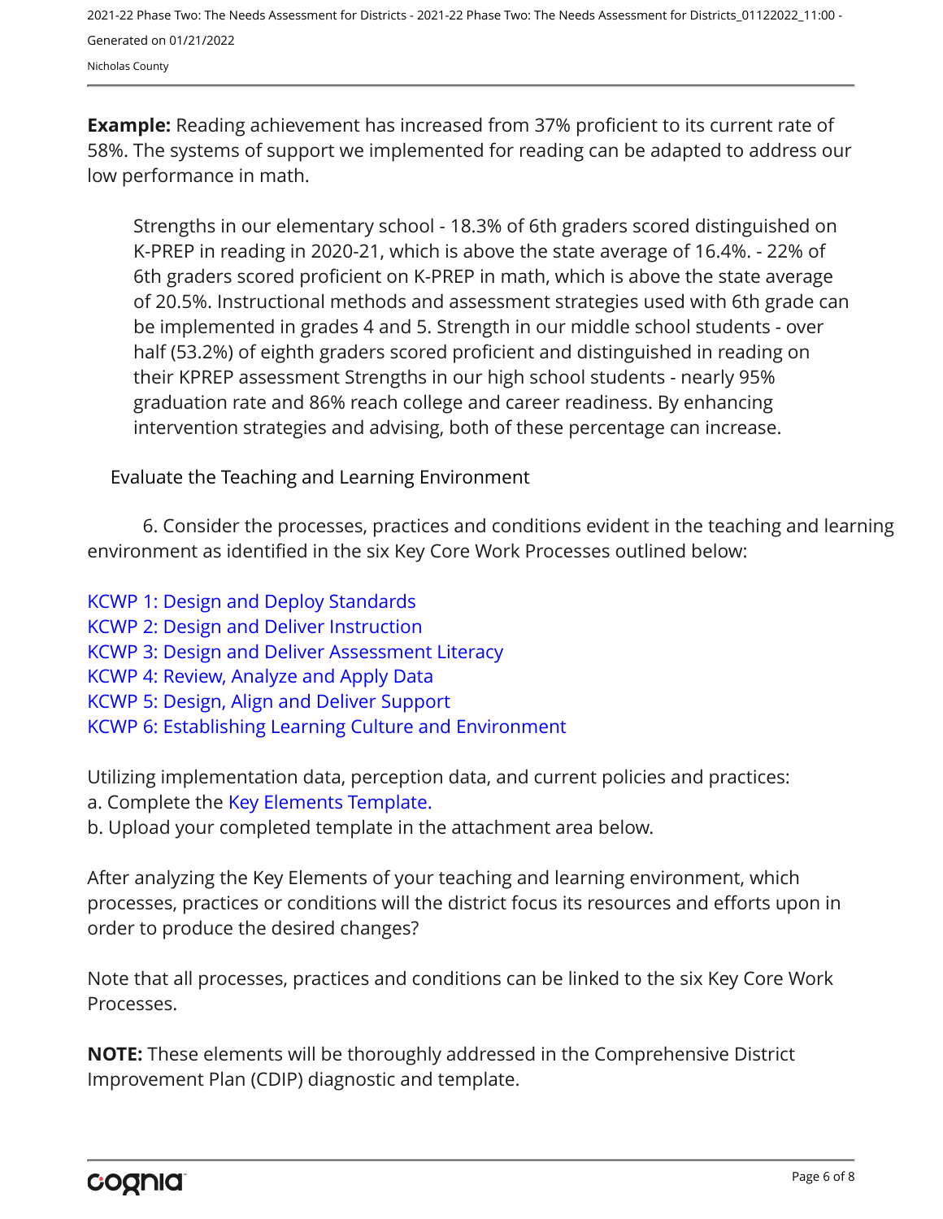**Example:** Reading achievement has increased from 37% proficient to its current rate of 58%. The systems of support we implemented for reading can be adapted to address our low performance in math.

> Strengths in our elementary school - 18.3% of 6th graders scored distinguished on K-PREP in reading in 2020-21, which is above the state average of 16.4%. - 22% of 6th graders scored proficient on K-PREP in math, which is above the state average of 20.5%. Instructional methods and assessment strategies used with 6th grade can be implemented in grades 4 and 5. Strength in our middle school students - over half (53.2%) of eighth graders scored proficient and distinguished in reading on their KPREP assessment Strengths in our high school students - nearly 95% graduation rate and 86% reach college and career readiness. By enhancing intervention strategies and advising, both of these percentage can increase.

Evaluate the Teaching and Learning Environment

6. Consider the processes, practices and conditions evident in the teaching and learning environment as identified in the six Key Core Work Processes outlined below:

KCWP 1: Design and Deploy Standards
KCWP 2: Design and Deliver Instruction
KCWP 3: Design and Deliver Assessment Literacy
KCWP 4: Review, Analyze and Apply Data
KCWP 5: Design, Align and Deliver Support
KCWP 6: Establishing Learning Culture and Environment

Utilizing implementation data, perception data, and current policies and practices:
a. Complete the Key Elements Template.
b. Upload your completed template in the attachment area below.

After analyzing the Key Elements of your teaching and learning environment, which processes, practices or conditions will the district focus its resources and efforts upon in order to produce the desired changes?

Note that all processes, practices and conditions can be linked to the six Key Core Work Processes.

**NOTE:** These elements will be thoroughly addressed in the Comprehensive District Improvement Plan (CDIP) diagnostic and template.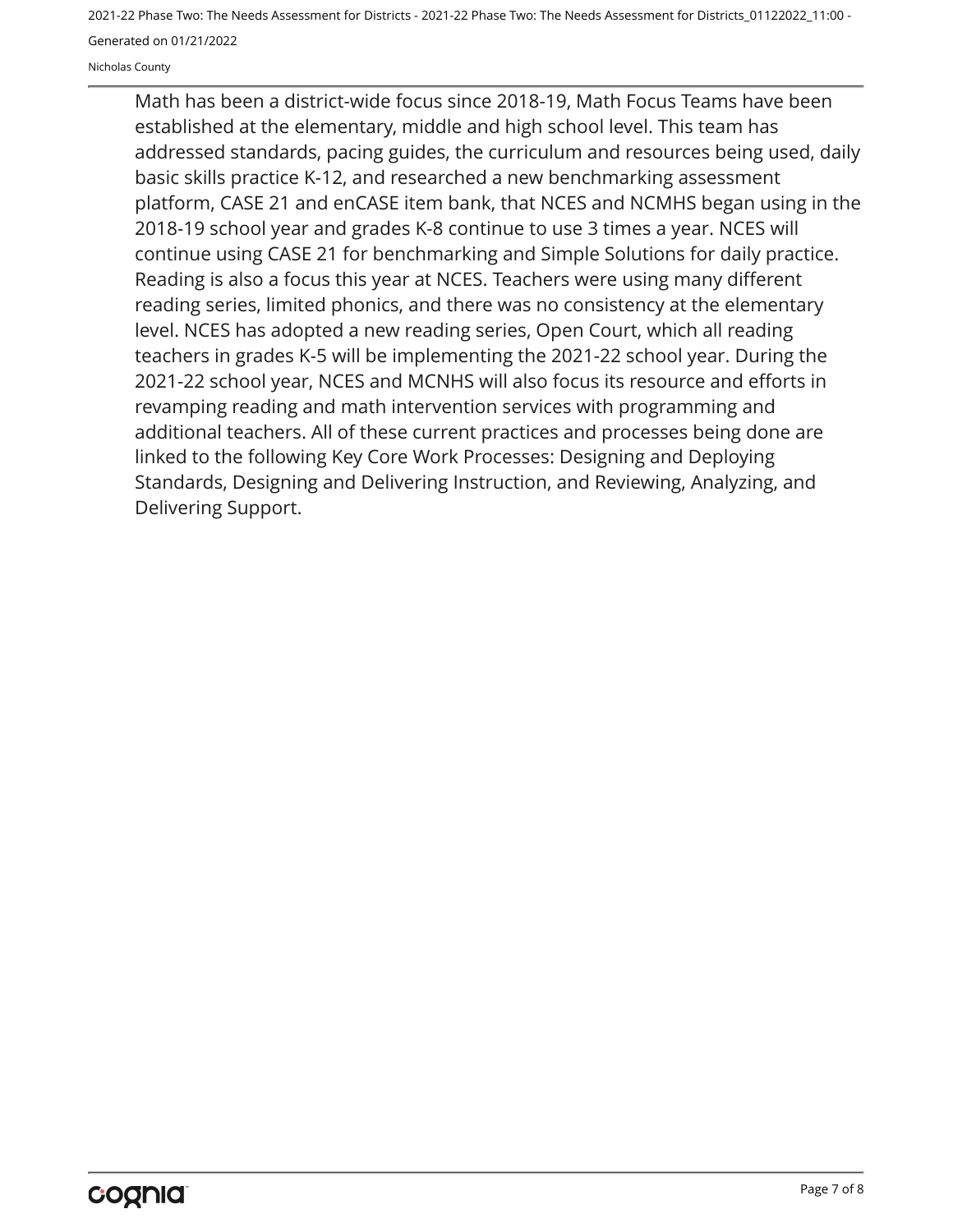Math has been a district-wide focus since 2018-19, Math Focus Teams have been established at the elementary, middle and high school level. This team has addressed standards, pacing guides, the curriculum and resources being used, daily basic skills practice K-12, and researched a new benchmarking assessment platform, CASE 21 and enCASE item bank, that NCES and NCMHS began using in the 2018-19 school year and grades K-8 continue to use 3 times a year. NCES will continue using CASE 21 for benchmarking and Simple Solutions for daily practice. Reading is also a focus this year at NCES. Teachers were using many different reading series, limited phonics, and there was no consistency at the elementary level. NCES has adopted a new reading series, Open Court, which all reading teachers in grades K-5 will be implementing the 2021-22 school year. During the 2021-22 school year, NCES and MCNHS will also focus its resource and efforts in revamping reading and math intervention services with programming and additional teachers. All of these current practices and processes being done are linked to the following Key Core Work Processes: Designing and Deploying Standards, Designing and Delivering Instruction, and Reviewing, Analyzing, and Delivering Support.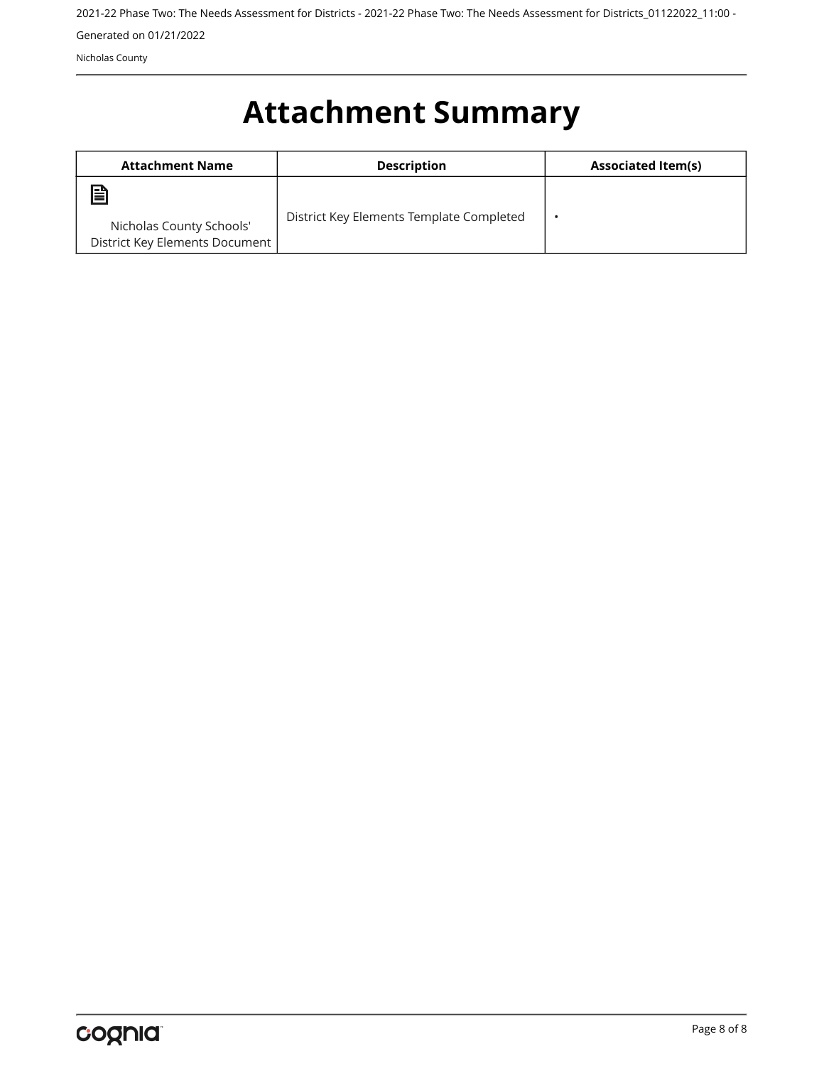# Attachment Summary

| Attachment Name | Description | Associated Item(s) |
| --- | --- | --- |
| Nicholas County Schools' District Key Elements Document | District Key Elements Template Completed | • |